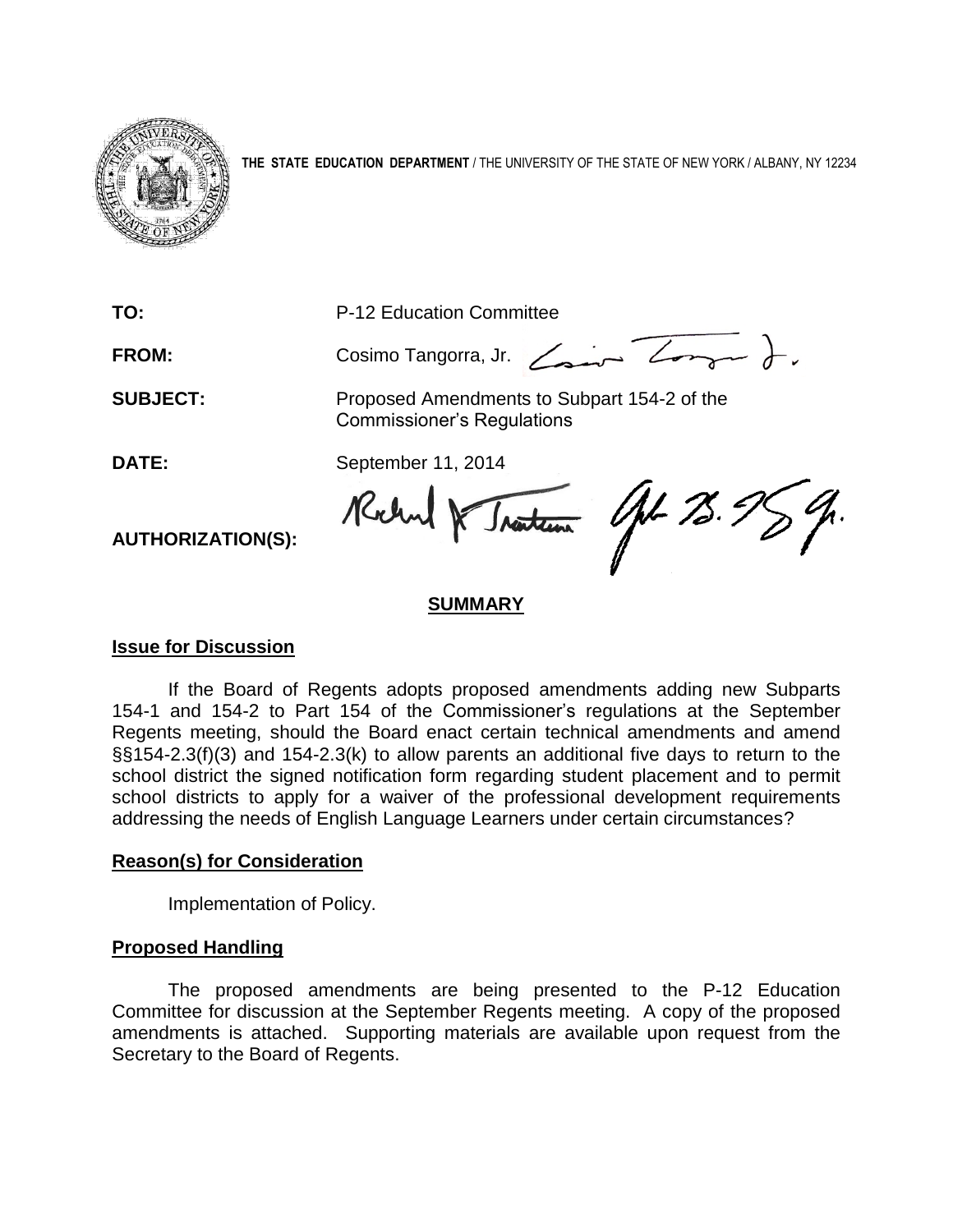**THE STATE EDUCATION DEPARTMENT** / THE UNIVERSITY OF THE STATE OF NEW YORK / ALBANY, NY 12234

**TO:** P-12 Education Committee

**FROM:** Cosimo Tangorra, Jr.

**SUBJECT:** Proposed Amendments to Subpart 154-2 of the Commissioner's Regulations

**DATE:** September 11, 2014

**AUTHORIZATION(S):**

## SUMMARY

### Issue for Discussion

If the Board of Regents adopts proposed amendments adding new Subparts 154-1 and 154-2 to Part 154 of the Commissioner's regulations at the September Regents meeting, should the Board enact certain technical amendments and amend §§154-2.3(f)(3) and 154-2.3(k) to allow parents an additional five days to return to the school district the signed notification form regarding student placement and to permit school districts to apply for a waiver of the professional development requirements addressing the needs of English Language Learners under certain circumstances?

### Reason(s) for Consideration

Implementation of Policy.

### Proposed Handling

The proposed amendments are being presented to the P-12 Education Committee for discussion at the September Regents meeting. A copy of the proposed amendments is attached. Supporting materials are available upon request from the Secretary to the Board of Regents.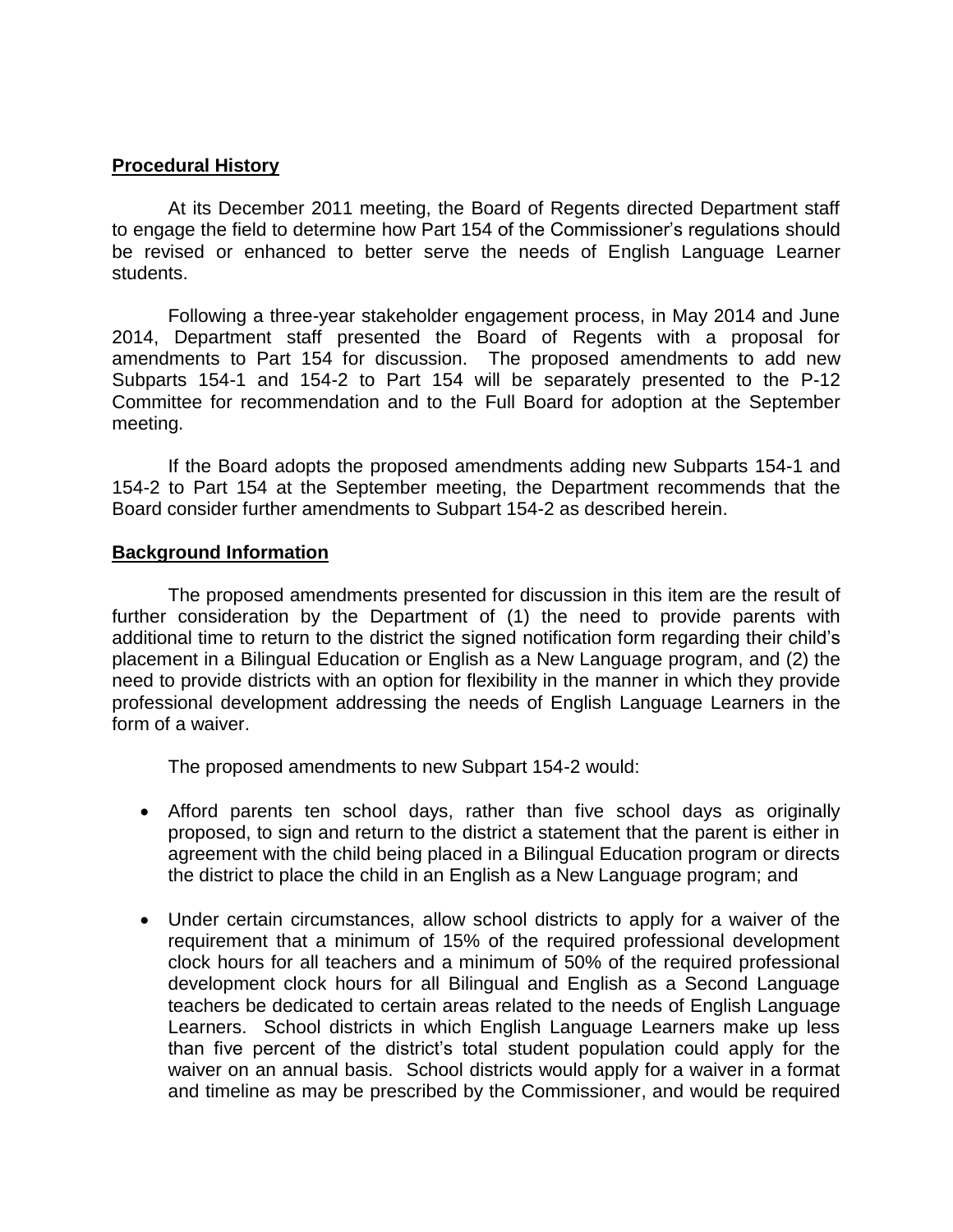**Procedural History**

At its December 2011 meeting, the Board of Regents directed Department staff to engage the field to determine how Part 154 of the Commissioner's regulations should be revised or enhanced to better serve the needs of English Language Learner students.

Following a three-year stakeholder engagement process, in May 2014 and June 2014, Department staff presented the Board of Regents with a proposal for amendments to Part 154 for discussion. The proposed amendments to add new Subparts 154-1 and 154-2 to Part 154 will be separately presented to the P-12 Committee for recommendation and to the Full Board for adoption at the September meeting.

If the Board adopts the proposed amendments adding new Subparts 154-1 and 154-2 to Part 154 at the September meeting, the Department recommends that the Board consider further amendments to Subpart 154-2 as described herein.

**Background Information**

The proposed amendments presented for discussion in this item are the result of further consideration by the Department of (1) the need to provide parents with additional time to return to the district the signed notification form regarding their child's placement in a Bilingual Education or English as a New Language program, and (2) the need to provide districts with an option for flexibility in the manner in which they provide professional development addressing the needs of English Language Learners in the form of a waiver.

The proposed amendments to new Subpart 154-2 would:

- Afford parents ten school days, rather than five school days as originally proposed, to sign and return to the district a statement that the parent is either in agreement with the child being placed in a Bilingual Education program or directs the district to place the child in an English as a New Language program; and
- Under certain circumstances, allow school districts to apply for a waiver of the requirement that a minimum of 15% of the required professional development clock hours for all teachers and a minimum of 50% of the required professional development clock hours for all Bilingual and English as a Second Language teachers be dedicated to certain areas related to the needs of English Language Learners. School districts in which English Language Learners make up less than five percent of the district's total student population could apply for the waiver on an annual basis. School districts would apply for a waiver in a format and timeline as may be prescribed by the Commissioner, and would be required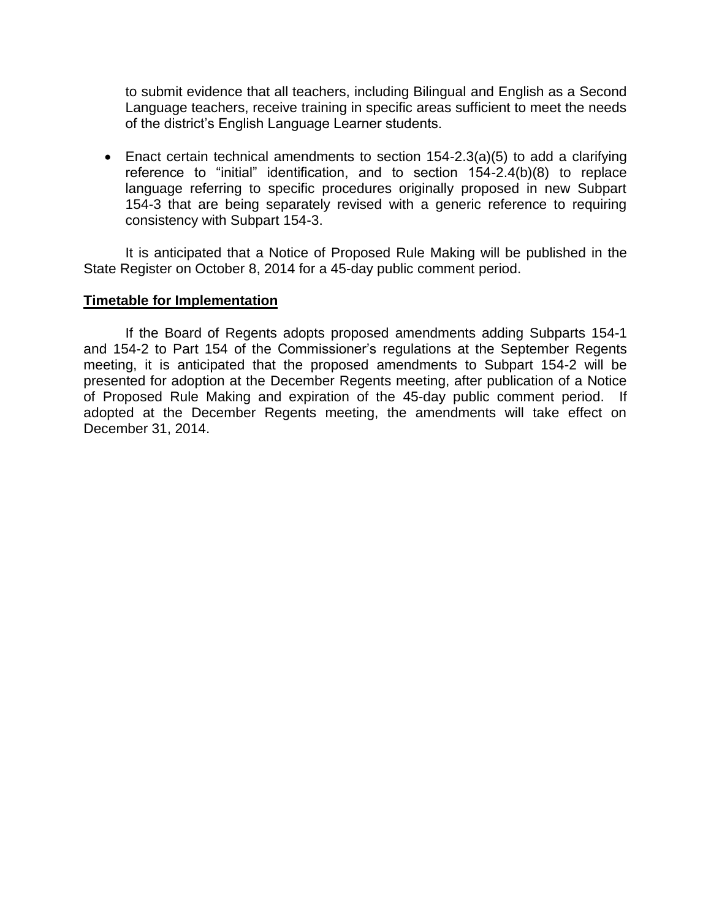to submit evidence that all teachers, including Bilingual and English as a Second Language teachers, receive training in specific areas sufficient to meet the needs of the district's English Language Learner students.

- Enact certain technical amendments to section 154-2.3(a)(5) to add a clarifying reference to "initial" identification, and to section 154-2.4(b)(8) to replace language referring to specific procedures originally proposed in new Subpart 154-3 that are being separately revised with a generic reference to requiring consistency with Subpart 154-3.

It is anticipated that a Notice of Proposed Rule Making will be published in the State Register on October 8, 2014 for a 45-day public comment period.

**Timetable for Implementation**

If the Board of Regents adopts proposed amendments adding Subparts 154-1 and 154-2 to Part 154 of the Commissioner's regulations at the September Regents meeting, it is anticipated that the proposed amendments to Subpart 154-2 will be presented for adoption at the December Regents meeting, after publication of a Notice of Proposed Rule Making and expiration of the 45-day public comment period. If adopted at the December Regents meeting, the amendments will take effect on December 31, 2014.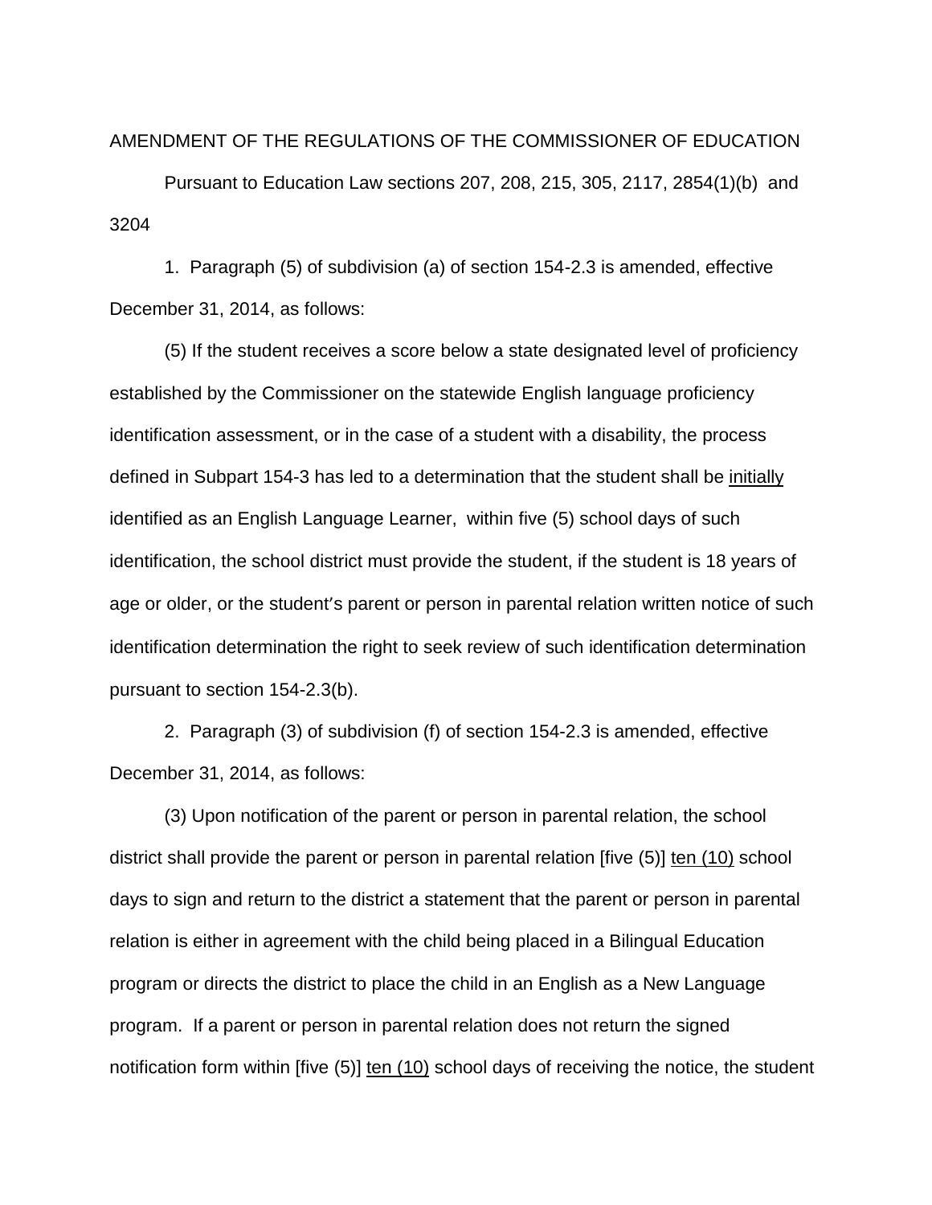AMENDMENT OF THE REGULATIONS OF THE COMMISSIONER OF EDUCATION

Pursuant to Education Law sections 207, 208, 215, 305, 2117, 2854(1)(b) and 3204

1. Paragraph (5) of subdivision (a) of section 154-2.3 is amended, effective December 31, 2014, as follows:

(5) If the student receives a score below a state designated level of proficiency established by the Commissioner on the statewide English language proficiency identification assessment, or in the case of a student with a disability, the process defined in Subpart 154-3 has led to a determination that the student shall be <u>initially</u> identified as an English Language Learner, within five (5) school days of such identification, the school district must provide the student, if the student is 18 years of age or older, or the student's parent or person in parental relation written notice of such identification determination the right to seek review of such identification determination pursuant to section 154-2.3(b).

2. Paragraph (3) of subdivision (f) of section 154-2.3 is amended, effective December 31, 2014, as follows:

(3) Upon notification of the parent or person in parental relation, the school district shall provide the parent or person in parental relation [five (5)] <u>ten (10)</u> school days to sign and return to the district a statement that the parent or person in parental relation is either in agreement with the child being placed in a Bilingual Education program or directs the district to place the child in an English as a New Language program. If a parent or person in parental relation does not return the signed notification form within [five (5)] <u>ten (10)</u> school days of receiving the notice, the student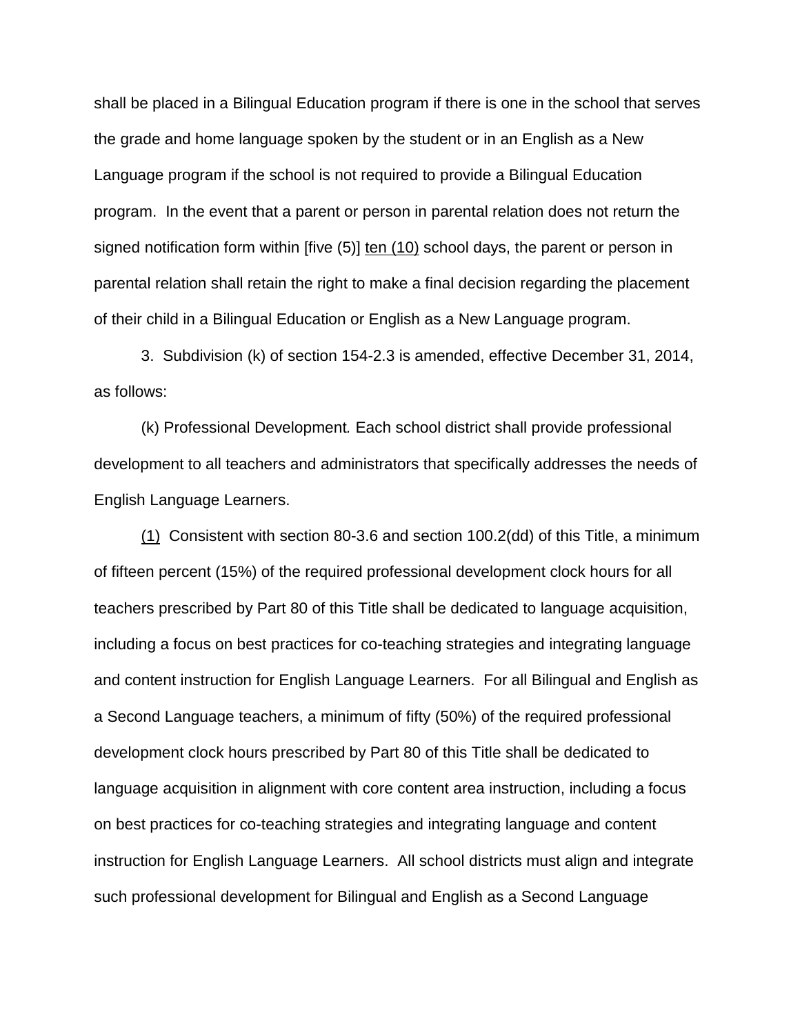shall be placed in a Bilingual Education program if there is one in the school that serves the grade and home language spoken by the student or in an English as a New Language program if the school is not required to provide a Bilingual Education program. In the event that a parent or person in parental relation does not return the signed notification form within [five (5)] <u>ten (10)</u> school days, the parent or person in parental relation shall retain the right to make a final decision regarding the placement of their child in a Bilingual Education or English as a New Language program.

3. Subdivision (k) of section 154-2.3 is amended, effective December 31, 2014, as follows:

(k) Professional Development*.* Each school district shall provide professional development to all teachers and administrators that specifically addresses the needs of English Language Learners.

<u>(1)</u> Consistent with section 80-3.6 and section 100.2(dd) of this Title, a minimum of fifteen percent (15%) of the required professional development clock hours for all teachers prescribed by Part 80 of this Title shall be dedicated to language acquisition, including a focus on best practices for co-teaching strategies and integrating language and content instruction for English Language Learners. For all Bilingual and English as a Second Language teachers, a minimum of fifty (50%) of the required professional development clock hours prescribed by Part 80 of this Title shall be dedicated to language acquisition in alignment with core content area instruction, including a focus on best practices for co-teaching strategies and integrating language and content instruction for English Language Learners. All school districts must align and integrate such professional development for Bilingual and English as a Second Language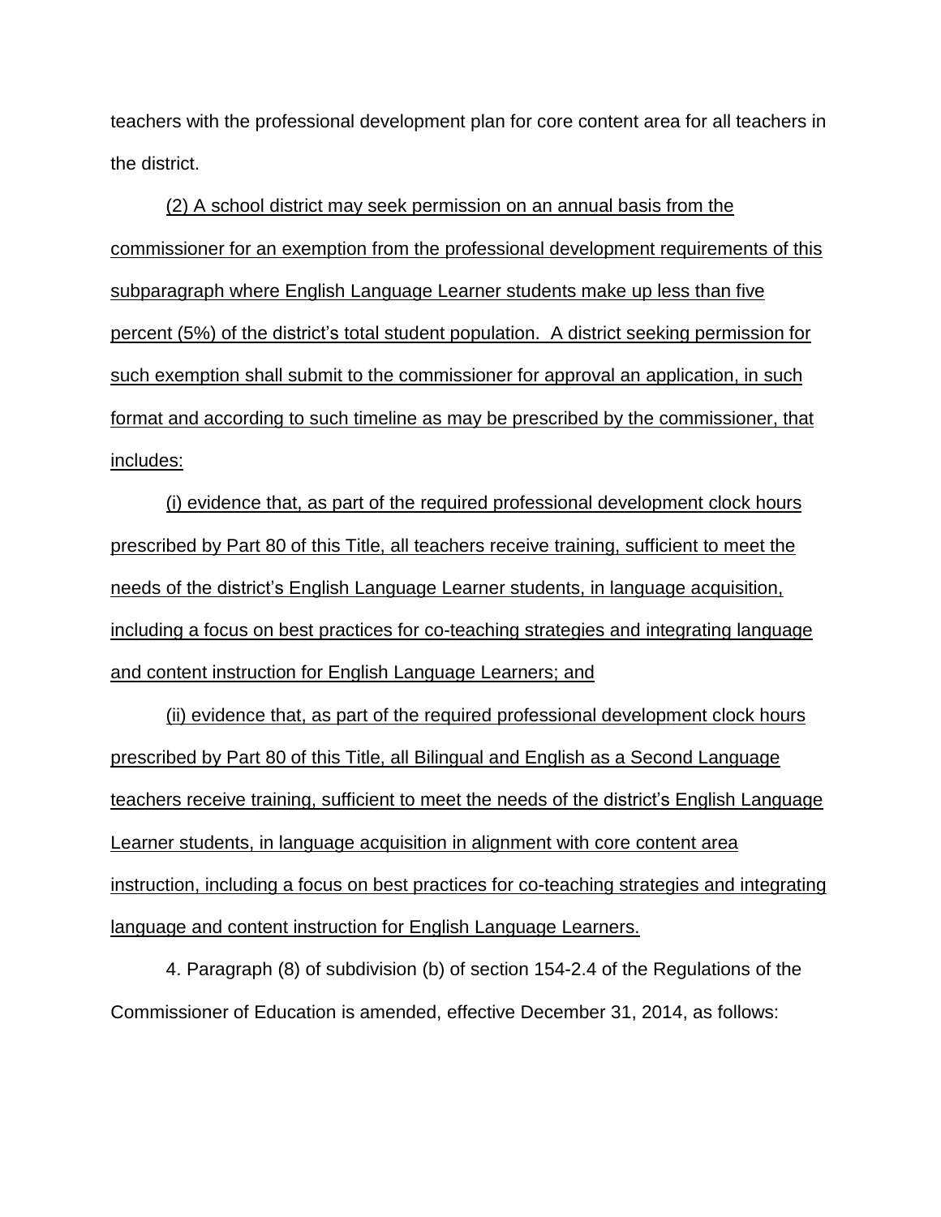teachers with the professional development plan for core content area for all teachers in the district.

<u>(2) A school district may seek permission on an annual basis from the commissioner for an exemption from the professional development requirements of this subparagraph where English Language Learner students make up less than five percent (5%) of the district's total student population. A district seeking permission for such exemption shall submit to the commissioner for approval an application, in such format and according to such timeline as may be prescribed by the commissioner, that includes:</u>

<u>(i) evidence that, as part of the required professional development clock hours prescribed by Part 80 of this Title, all teachers receive training, sufficient to meet the needs of the district's English Language Learner students, in language acquisition, including a focus on best practices for co-teaching strategies and integrating language and content instruction for English Language Learners; and</u>

<u>(ii) evidence that, as part of the required professional development clock hours prescribed by Part 80 of this Title, all Bilingual and English as a Second Language teachers receive training, sufficient to meet the needs of the district's English Language Learner students, in language acquisition in alignment with core content area instruction, including a focus on best practices for co-teaching strategies and integrating language and content instruction for English Language Learners.</u>

4. Paragraph (8) of subdivision (b) of section 154-2.4 of the Regulations of the Commissioner of Education is amended, effective December 31, 2014, as follows: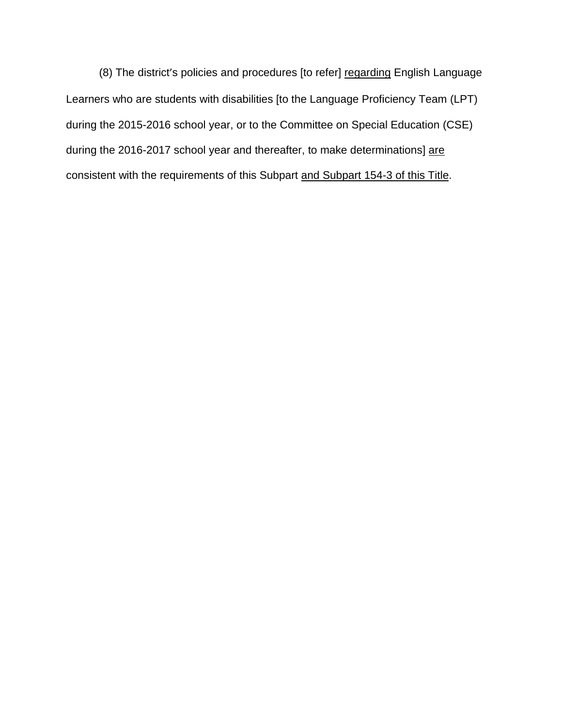(8) The district's policies and procedures [to refer] <u>regarding</u> English Language Learners who are students with disabilities [to the Language Proficiency Team (LPT) during the 2015-2016 school year, or to the Committee on Special Education (CSE) during the 2016-2017 school year and thereafter, to make determinations] <u>are</u> consistent with the requirements of this Subpart <u>and Subpart 154-3 of this Title</u>.